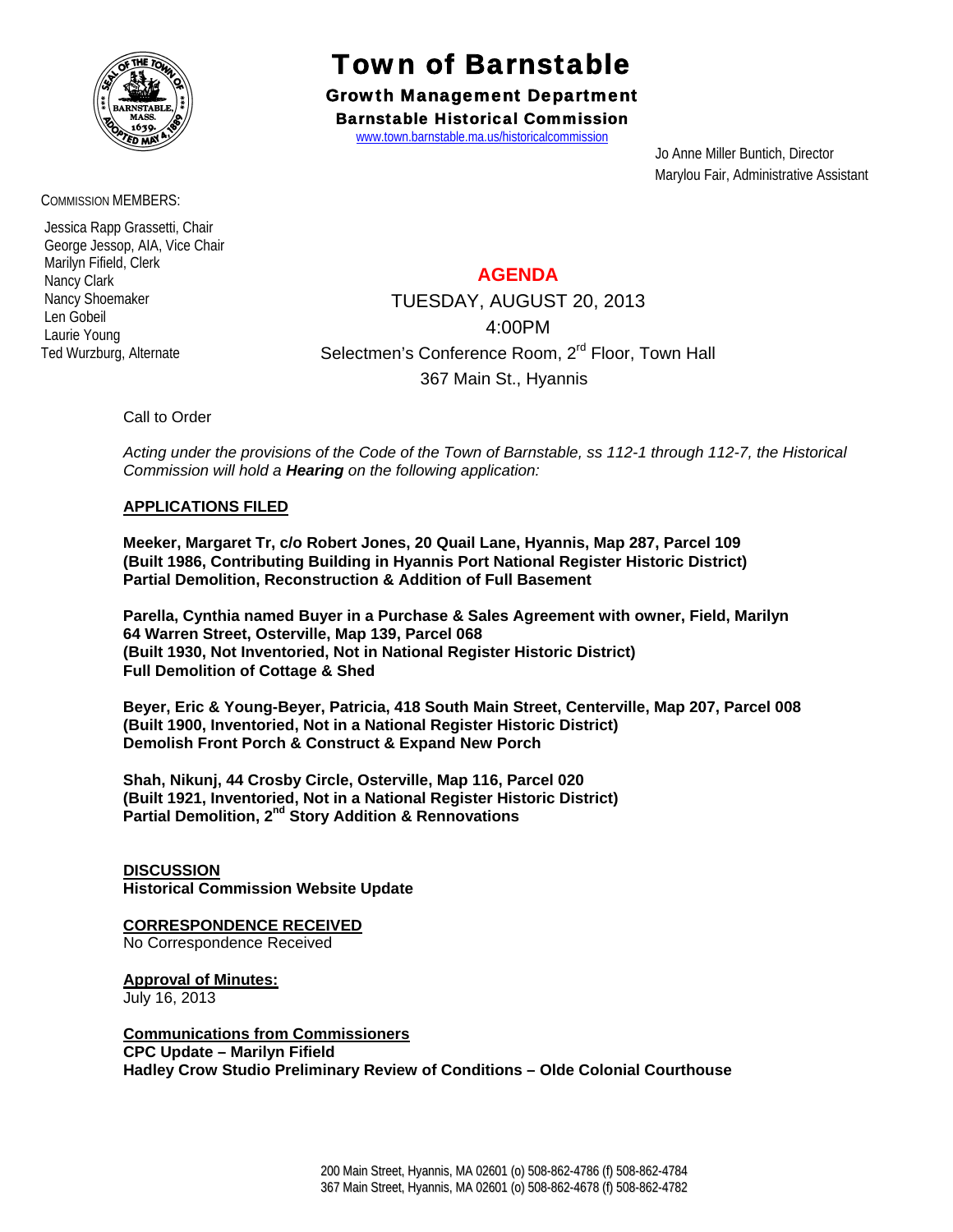# Town of Barnstable

## Growth Management Department

### Barnstable Historical Commission

www.town.barnstable.ma.us/historicalcommission

Jo Anne Miller Buntich, Director
Marylou Fair, Administrative Assistant

COMMISSION MEMBERS:

Jessica Rapp Grassetti, Chair
George Jessop, AIA, Vice Chair
Marilyn Fifield, Clerk
Nancy Clark
Nancy Shoemaker
Len Gobeil
Laurie Young
Ted Wurzburg, Alternate

## AGENDA

TUESDAY, AUGUST 20, 2013
4:00PM
Selectmen's Conference Room, 2nd Floor, Town Hall
367 Main St., Hyannis

Call to Order

*Acting under the provisions of the Code of the Town of Barnstable, ss 112-1 through 112-7, the Historical Commission will hold a **Hearing** on the following application:*

**APPLICATIONS FILED**

**Meeker, Margaret Tr, c/o Robert Jones, 20 Quail Lane, Hyannis, Map 287, Parcel 109**
**(Built 1986, Contributing Building in Hyannis Port National Register Historic District)**
**Partial Demolition, Reconstruction & Addition of Full Basement**

**Parella, Cynthia named Buyer in a Purchase & Sales Agreement with owner, Field, Marilyn**
**64 Warren Street, Osterville, Map 139, Parcel 068**
**(Built 1930, Not Inventoried, Not in National Register Historic District)**
**Full Demolition of Cottage & Shed**

**Beyer, Eric & Young-Beyer, Patricia, 418 South Main Street, Centerville, Map 207, Parcel 008**
**(Built 1900, Inventoried, Not in a National Register Historic District)**
**Demolish Front Porch & Construct & Expand New Porch**

**Shah, Nikunj, 44 Crosby Circle, Osterville, Map 116, Parcel 020**
**(Built 1921, Inventoried, Not in a National Register Historic District)**
**Partial Demolition, 2nd Story Addition & Rennovations**

**DISCUSSION**
**Historical Commission Website Update**

**CORRESPONDENCE RECEIVED**
No Correspondence Received

**Approval of Minutes:**
July 16, 2013

**Communications from Commissioners**
**CPC Update – Marilyn Fifield**
**Hadley Crow Studio Preliminary Review of Conditions – Olde Colonial Courthouse**

200 Main Street, Hyannis, MA 02601 (o) 508-862-4786 (f) 508-862-4784
367 Main Street, Hyannis, MA 02601 (o) 508-862-4678 (f) 508-862-4782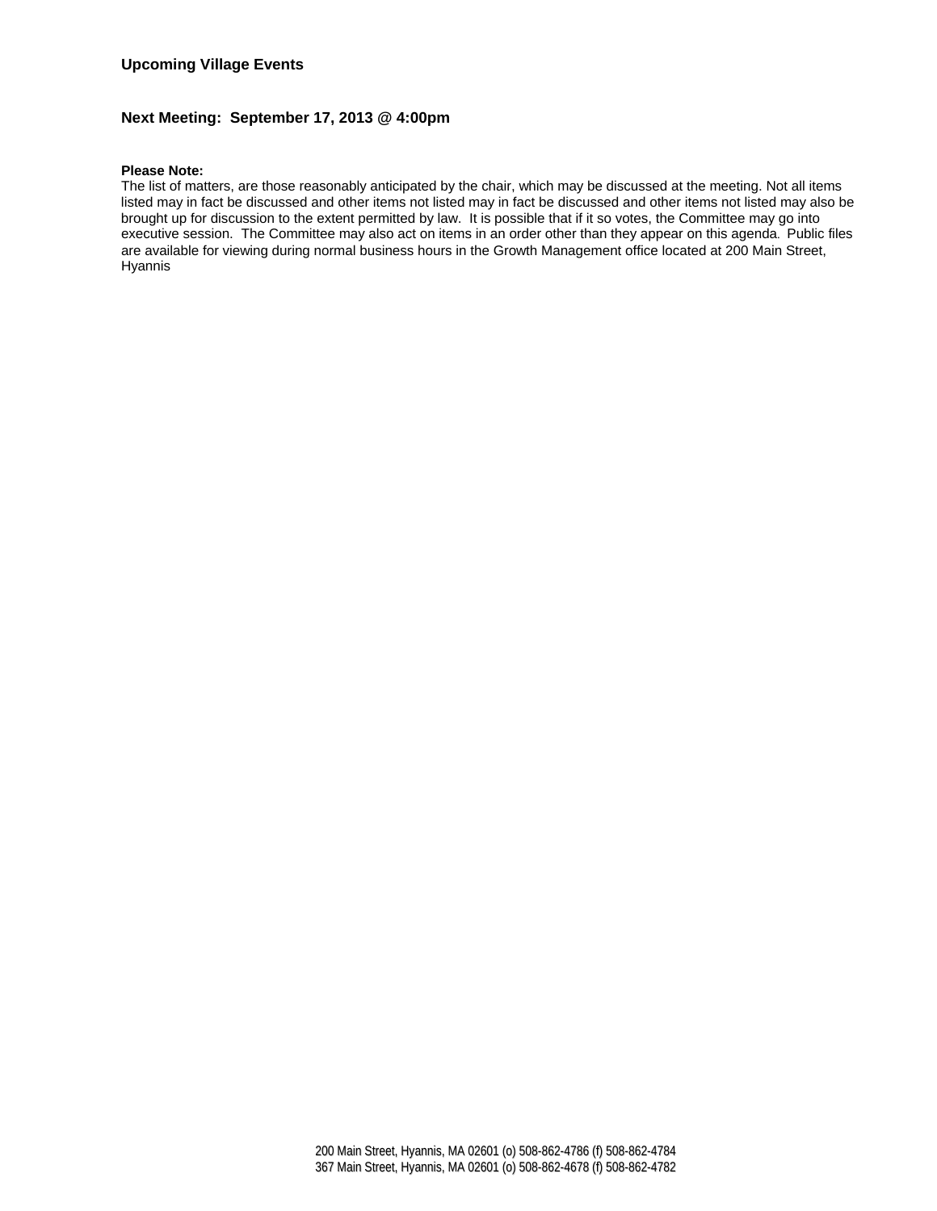### Upcoming Village Events

### Next Meeting: September 17, 2013 @ 4:00pm

**Please Note:**
The list of matters, are those reasonably anticipated by the chair, which may be discussed at the meeting. Not all items listed may in fact be discussed and other items not listed may in fact be discussed and other items not listed may also be brought up for discussion to the extent permitted by law. It is possible that if it so votes, the Committee may go into executive session. The Committee may also act on items in an order other than they appear on this agenda. Public files are available for viewing during normal business hours in the Growth Management office located at 200 Main Street, Hyannis

200 Main Street, Hyannis, MA 02601 (o) 508-862-4786 (f) 508-862-4784
367 Main Street, Hyannis, MA 02601 (o) 508-862-4678 (f) 508-862-4782